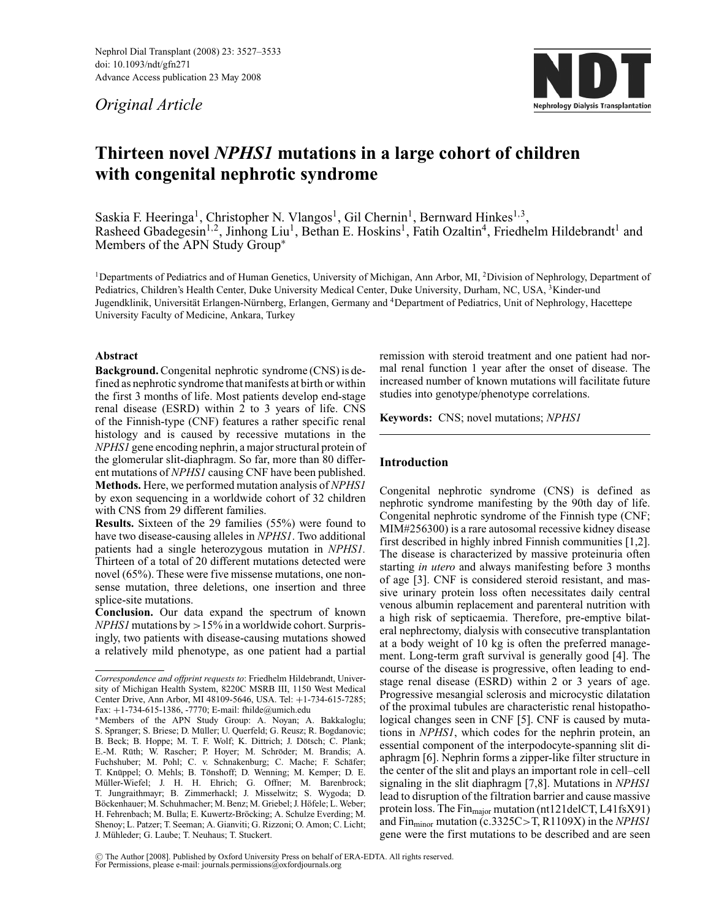*Original Article*

# Thirteen novel *NPHS1* mutations in a large cohort of children with congenital nephrotic syndrome

Saskia F. Heeringa[1], Christopher N. Vlangos[1], Gil Chernin[1], Bernward Hinkes[1,3], Rasheed Gbadegesin[1,2], Jinhong Liu[1], Bethan E. Hoskins[1], Fatih Ozaltin[4], Friedhelm Hildebrandt[1] and Members of the APN Study Group*

[1]Departments of Pediatrics and of Human Genetics, University of Michigan, Ann Arbor, MI, [2]Division of Nephrology, Department of Pediatrics, Children's Health Center, Duke University Medical Center, Duke University, Durham, NC, USA, [3]Kinder-und Jugendklinik, Universität Erlangen-Nürnberg, Erlangen, Germany and [4]Department of Pediatrics, Unit of Nephrology, Hacettepe University Faculty of Medicine, Ankara, Turkey

### Abstract

**Background.** Congenital nephrotic syndrome (CNS) is defined as nephrotic syndrome that manifests at birth or within the first 3 months of life. Most patients develop end-stage renal disease (ESRD) within 2 to 3 years of life. CNS of the Finnish-type (CNF) features a rather specific renal histology and is caused by recessive mutations in the *NPHS1* gene encoding nephrin, a major structural protein of the glomerular slit-diaphragm. So far, more than 80 different mutations of *NPHS1* causing CNF have been published.

**Methods.** Here, we performed mutation analysis of *NPHS1* by exon sequencing in a worldwide cohort of 32 children with CNS from 29 different families.

**Results.** Sixteen of the 29 families (55%) were found to have two disease-causing alleles in *NPHS1*. Two additional patients had a single heterozygous mutation in *NPHS1*. Thirteen of a total of 20 different mutations detected were novel (65%). These were five missense mutations, one nonsense mutation, three deletions, one insertion and three splice-site mutations.

**Conclusion.** Our data expand the spectrum of known *NPHS1* mutations by >15% in a worldwide cohort. Surprisingly, two patients with disease-causing mutations showed a relatively mild phenotype, as one patient had a partial remission with steroid treatment and one patient had normal renal function 1 year after the onset of disease. The increased number of known mutations will facilitate future studies into genotype/phenotype correlations.

**Keywords:** CNS; novel mutations; *NPHS1*

*Correspondence and offprint requests to*: Friedhelm Hildebrandt, University of Michigan Health System, 8220C MSRB III, 1150 West Medical Center Drive, Ann Arbor, MI 48109-5646, USA. Tel: +1-734-615-7285; Fax: +1-734-615-1386, -7770; E-mail: fhilde@umich.edu

*Members of the APN Study Group: A. Noyan; A. Bakkaloglu; S. Spranger; S. Briese; D. Müller; U. Querfeld; G. Reusz; R. Bogdanovic; B. Beck; B. Hoppe; M. T. F. Wolf; K. Dittrich; J. Dötsch; C. Plank; E.-M. Rüth; W. Rascher; P. Hoyer; M. Schröder; M. Brandis; A. Fuchshuber; M. Pohl; C. v. Schnakenburg; C. Mache; F. Schäfer; T. Knüppel; O. Mehls; B. Tönshoff; D. Wenning; M. Kemper; D. E. Müller-Wiefel; J. H. H. Ehrich; G. Offner; M. Barenbrock; T. Jungraithmayr; B. Zimmerhackl; J. Misselwitz; S. Wygoda; D. Böckenhauer; M. Schuhmacher; M. Benz; M. Griebel; J. Höfele; L. Weber; H. Fehrenbach; M. Bulla; E. Kuwertz-Bröcking; A. Schulze Everding; M. Shenoy; L. Patzer; T. Seeman; A. Gianviti; G. Rizzoni; O. Amon; C. Licht; J. Mühleder; G. Laube; T. Neuhaus; T. Stuckert.

## Introduction

Congenital nephrotic syndrome (CNS) is defined as nephrotic syndrome manifesting by the 90th day of life. Congenital nephrotic syndrome of the Finnish type (CNF; MIM#256300) is a rare autosomal recessive kidney disease first described in highly inbred Finnish communities [1,2]. The disease is characterized by massive proteinuria often starting *in utero* and always manifesting before 3 months of age [3]. CNF is considered steroid resistant, and massive urinary protein loss often necessitates daily central venous albumin replacement and parenteral nutrition with a high risk of septicaemia. Therefore, pre-emptive bilateral nephrectomy, dialysis with consecutive transplantation at a body weight of 10 kg is often the preferred management. Long-term graft survival is generally good [4]. The course of the disease is progressive, often leading to end-stage renal disease (ESRD) within 2 or 3 years of age. Progressive mesangial sclerosis and microcystic dilatation of the proximal tubules are characteristic renal histopathological changes seen in CNF [5]. CNF is caused by mutations in *NPHS1*, which codes for the nephrin protein, an essential component of the interpodocyte-spanning slit diaphragm [6]. Nephrin forms a zipper-like filter structure in the center of the slit and plays an important role in cell–cell signaling in the slit diaphragm [7,8]. Mutations in *NPHS1* lead to disruption of the filtration barrier and cause massive protein loss. The $Fin_{major}$ mutation (nt121delCT, L41fsX91) and $Fin_{minor}$ mutation (c.3325C>T, R1109X) in the *NPHS1* gene were the first mutations to be described and are seen

© The Author [2008]. Published by Oxford University Press on behalf of ERA-EDTA. All rights reserved.
For Permissions, please e-mail: journals.permissions@oxfordjournals.org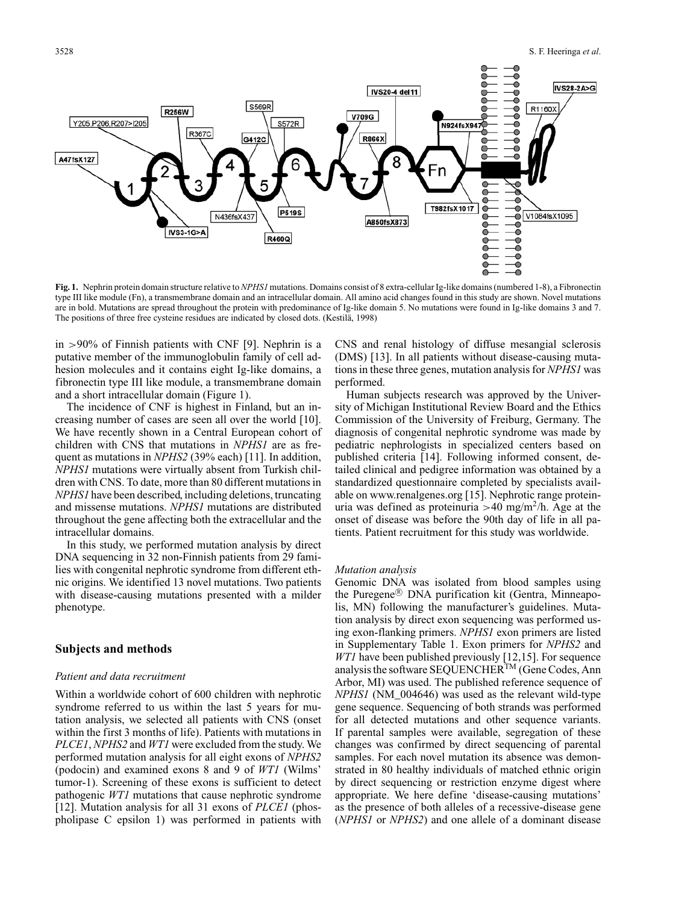**Fig. 1.** Nephrin protein domain structure relative to *NPHS1* mutations. Domains consist of 8 extra-cellular Ig-like domains (numbered 1-8), a Fibronectin type III like module (Fn), a transmembrane domain and an intracellular domain. All amino acid changes found in this study are shown. Novel mutations are in bold. Mutations are spread throughout the protein with predominance of Ig-like domain 5. No mutations were found in Ig-like domains 3 and 7. The positions of three free cysteine residues are indicated by closed dots. (Kestilä, 1998)

in >90% of Finnish patients with CNF [9]. Nephrin is a putative member of the immunoglobulin family of cell adhesion molecules and it contains eight Ig-like domains, a fibronectin type III like module, a transmembrane domain and a short intracellular domain (Figure 1).

The incidence of CNF is highest in Finland, but an increasing number of cases are seen all over the world [10]. We have recently shown in a Central European cohort of children with CNS that mutations in *NPHS1* are as frequent as mutations in *NPHS2* (39% each) [11]. In addition, *NPHS1* mutations were virtually absent from Turkish children with CNS. To date, more than 80 different mutations in *NPHS1* have been described, including deletions, truncating and missense mutations. *NPHS1* mutations are distributed throughout the gene affecting both the extracellular and the intracellular domains.

In this study, we performed mutation analysis by direct DNA sequencing in 32 non-Finnish patients from 29 families with congenital nephrotic syndrome from different ethnic origins. We identified 13 novel mutations. Two patients with disease-causing mutations presented with a milder phenotype.

## Subjects and methods

### *Patient and data recruitment*

Within a worldwide cohort of 600 children with nephrotic syndrome referred to us within the last 5 years for mutation analysis, we selected all patients with CNS (onset within the first 3 months of life). Patients with mutations in *PLCE1*, *NPHS2* and *WT1* were excluded from the study. We performed mutation analysis for all eight exons of *NPHS2* (podocin) and examined exons 8 and 9 of *WT1* (Wilms' tumor-1). Screening of these exons is sufficient to detect pathogenic *WT1* mutations that cause nephrotic syndrome [12]. Mutation analysis for all 31 exons of *PLCE1* (phospholipase C epsilon 1) was performed in patients with CNS and renal histology of diffuse mesangial sclerosis (DMS) [13]. In all patients without disease-causing mutations in these three genes, mutation analysis for *NPHS1* was performed.

Human subjects research was approved by the University of Michigan Institutional Review Board and the Ethics Commission of the University of Freiburg, Germany. The diagnosis of congenital nephrotic syndrome was made by pediatric nephrologists in specialized centers based on published criteria [14]. Following informed consent, detailed clinical and pedigree information was obtained by a standardized questionnaire completed by specialists available on www.renalgenes.org [15]. Nephrotic range proteinuria was defined as proteinuria >40 mg/m$^2$/h. Age at the onset of disease was before the 90th day of life in all patients. Patient recruitment for this study was worldwide.

### *Mutation analysis*

Genomic DNA was isolated from blood samples using the Puregene® DNA purification kit (Gentra, Minneapolis, MN) following the manufacturer's guidelines. Mutation analysis by direct exon sequencing was performed using exon-flanking primers. *NPHS1* exon primers are listed in Supplementary Table 1. Exon primers for *NPHS2* and *WT1* have been published previously [12,15]. For sequence analysis the software SEQUENCHER™ (Gene Codes, Ann Arbor, MI) was used. The published reference sequence of *NPHS1* (NM_004646) was used as the relevant wild-type gene sequence. Sequencing of both strands was performed for all detected mutations and other sequence variants. If parental samples were available, segregation of these changes was confirmed by direct sequencing of parental samples. For each novel mutation its absence was demonstrated in 80 healthy individuals of matched ethnic origin by direct sequencing or restriction enzyme digest where appropriate. We here define 'disease-causing mutations' as the presence of both alleles of a recessive-disease gene (*NPHS1* or *NPHS2*) and one allele of a dominant disease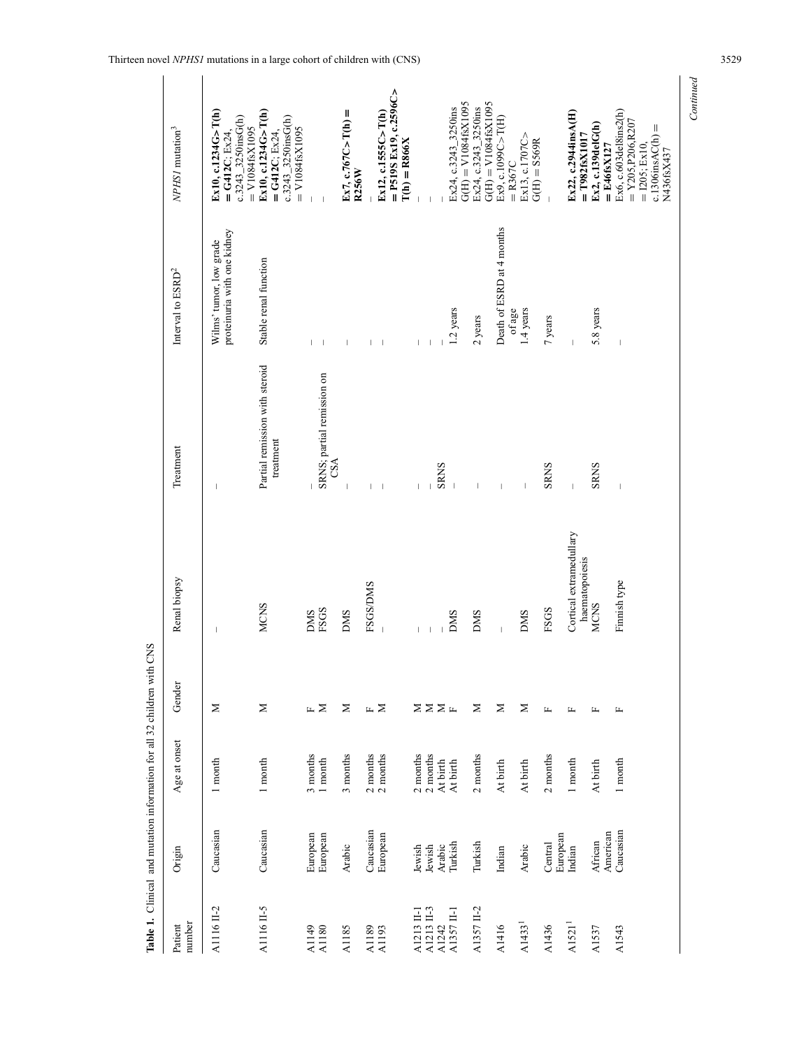**Table 1.** Clinical and mutation information for all 32 children with CNS

| Patient number | Origin | Age at onset | Gender | Renal biopsy | Treatment | Interval to ESRD[2] | *NPHS1* mutation[3] |
|---|---|---|---|---|---|---|---|
| A1116 II-2 | Caucasian | 1 month | M | – | – | Wilms' tumor, low grade proteinuria with one kidney | **Ex10, c.1234G>T(h) = G412C**; Ex24, c.3243_3250insG(h) = V1084fsX1095 |
| A1116 II-5 | Caucasian | 1 month | M | MCNS | Partial remission with steroid treatment | Stable renal function | **Ex10, c.1234G>T(h) = G412C**; Ex24, c.3243_3250insG(h) = V1084fsX1095 |
| A1149 | European | 3 months | F | DMS | – | – | – |
| A1180 | European | 1 month | M | FSGS | SRNS; partial remission on CSA | – | – |
| A1185 | Arabic | 3 months | M | DMS | – | – | **Ex7, c.767C>T(h) = R256W** |
| A1189 | Caucasian | 2 months | F | FSGS/DMS | – | – | – |
| A1193 | European | 2 months | M | – | – | – | **Ex12, c.1555C>T(h) = P519S Ex19, c.2596C>T(h) = R866X** |
| A1213 II-1 | Jewish | 2 months | M | – | – | – | – |
| A1213 II-3 | Jewish | 2 months | M | – | – | – | – |
| A1242 | Arabic | At birth | M | – | SRNS | – | – |
| A1357 II-1 | Turkish | At birth | F | DMS | – | 1.2 years | Ex24, c.3243_3250ins G(H) = V1084fsX1095 |
| A1357 II-2 | Turkish | 2 months | M | DMS | – | 2 years | Ex24, c.3243_3250ins G(H) = V1084fsX1095 |
| A1416 | Indian | At birth | M | – | – | Death of ESRD at 4 months of age | Ex9, c.1099C>T(H) = R367C |
| A1433[1] | Arabic | At birth | M | DMS | – | 1.4 years | Ex13, c.1707C> G(H) = S569R |
| A1436 | Central European | 2 months | F | FSGS | SRNS | 7 years | – |
| A1521[1] | Indian | 1 month | F | Cortical extramedullary haematopoiesis | – | – | **Ex22, c.2944insA(H) = T982fsX1017** |
| A1537 | African American | At birth | F | MCNS | SRNS | 5.8 years | **Ex2, c.139delG(h) = E46fsX127** |
| A1543 | Caucasian | 1 month | F | Finnish type | – | – | Ex6, c.603del8ins2(h) = Y205,P206,R207 = I205; Ex10, c.1306insAC(h) = N436fsX437 |

*Continued*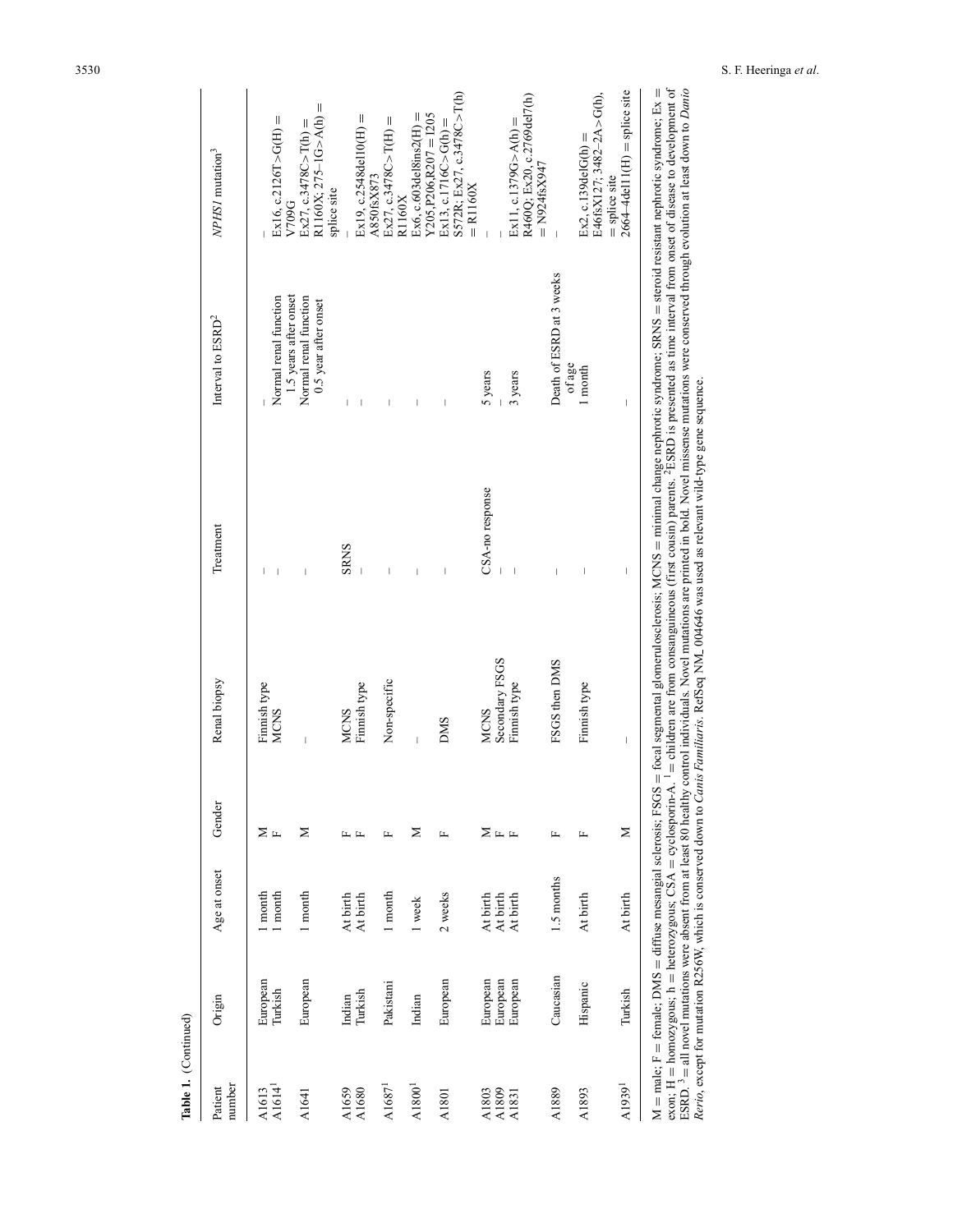**Table 1.** (Continued)

| Patient number | Origin | Age at onset | Gender | Renal biopsy | Treatment | Interval to ESRD[2] | *NPHS1* mutation[3] |
|---|---|---|---|---|---|---|---|
| A1613 | European | 1 month | M | Finnish type | – | – | – |
| A1614[1] | Turkish | 1 month | F | MCNS | – | Normal renal function 1.5 years after onset | Ex16, c.2126T>G(H) = V709G |
| A1641 | European | 1 month | M | – | – | Normal renal function 0.5 year after onset | Ex27, c.3478C>T(h) = R1160X; 275–1G>A(h) = splice site |
| A1659 | Indian | At birth | F | MCNS | SRNS | – | – |
| A1680 | Turkish | At birth | F | Finnish type | – | – | Ex19, c.2548del10(H) = A850fsX873 |
| A1687[1] | Pakistani | 1 month | F | Non-specific | – | – | Ex27, c.3478C>T(H) = R1160X |
| A1800[1] | Indian | 1 week | M | – | – | – | Ex6, c.603del8ins2(H) = Y205,P206,R207 = I205 |
| A1801 | European | 2 weeks | F | DMS | – | – | Ex13, c.1716C>G(h) = S572R; Ex27, c.3478C>T(h) = R1160X |
| A1803 | European | At birth | M | MCNS | CSA-no response | 5 years | – |
| A1809 | European | At birth | F | Secondary FSGS | – | – | – |
| A1831 | European | At birth | F | Finnish type | – | 3 years | Ex11, c.1379G>A(h) = R460Q; Ex20, c.2769del7(h) = N924fsX947 |
| A1889 | Caucasian | 1.5 months | F | FSGS then DMS | – | Death of ESRD at 3 weeks of age | – |
| A1893 | Hispanic | At birth | F | Finnish type | – | 1 month | Ex2, c.139delG(h) = E46fsX127; 3482–2A>G(h), = splice site |
| A1939[1] | Turkish | At birth | M | – | – | – | 2664–4del11(H) = splice site |

M = male; F = female; DMS = diffuse mesangial sclerosis; FSGS = focal segmental glomerulosclerosis; MCNS = minimal change nephrotic syndrome; SRNS = steroid resistant nephrotic syndrome; Ex = exon; H = homozygous; h = heterozygous; CSA = cyclosporin-A. [1] = children are from consanguineous (first cousin) parents. [2]ESRD is presented as time interval from onset of disease to development of ESRD. [3] = all novel mutations were absent from at least 80 healthy control individuals. Novel mutations are printed in bold. Novel missense mutations were conserved through evolution at least down to *Danio Rerio*, except for mutation R256W, which is conserved down to *Canis Familiaris*. RefSeq NM_004646 was used as relevant wild-type gene sequence.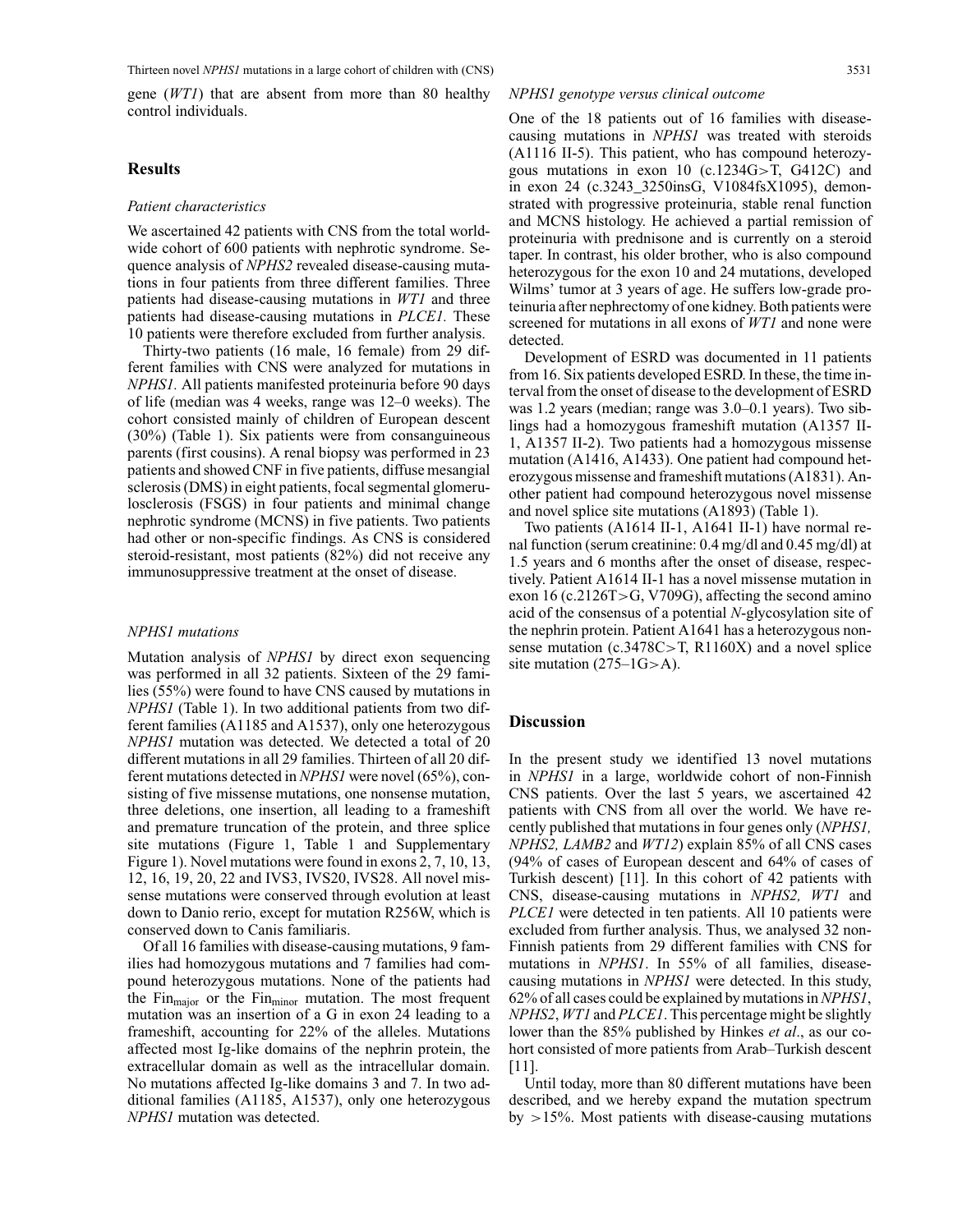gene (*WT1*) that are absent from more than 80 healthy control individuals.

## Results

### *Patient characteristics*

We ascertained 42 patients with CNS from the total worldwide cohort of 600 patients with nephrotic syndrome. Sequence analysis of *NPHS2* revealed disease-causing mutations in four patients from three different families. Three patients had disease-causing mutations in *WT1* and three patients had disease-causing mutations in *PLCE1*. These 10 patients were therefore excluded from further analysis.

Thirty-two patients (16 male, 16 female) from 29 different families with CNS were analyzed for mutations in *NPHS1*. All patients manifested proteinuria before 90 days of life (median was 4 weeks, range was 12–0 weeks). The cohort consisted mainly of children of European descent (30%) (Table 1). Six patients were from consanguineous parents (first cousins). A renal biopsy was performed in 23 patients and showed CNF in five patients, diffuse mesangial sclerosis (DMS) in eight patients, focal segmental glomerulosclerosis (FSGS) in four patients and minimal change nephrotic syndrome (MCNS) in five patients. Two patients had other or non-specific findings. As CNS is considered steroid-resistant, most patients (82%) did not receive any immunosuppressive treatment at the onset of disease.

### *NPHS1 mutations*

Mutation analysis of *NPHS1* by direct exon sequencing was performed in all 32 patients. Sixteen of the 29 families (55%) were found to have CNS caused by mutations in *NPHS1* (Table 1). In two additional patients from two different families (A1185 and A1537), only one heterozygous *NPHS1* mutation was detected. We detected a total of 20 different mutations in all 29 families. Thirteen of all 20 different mutations detected in *NPHS1* were novel (65%), consisting of five missense mutations, one nonsense mutation, three deletions, one insertion, all leading to a frameshift and premature truncation of the protein, and three splice site mutations (Figure 1, Table 1 and Supplementary Figure 1). Novel mutations were found in exons 2, 7, 10, 13, 12, 16, 19, 20, 22 and IVS3, IVS20, IVS28. All novel missense mutations were conserved through evolution at least down to Danio rerio, except for mutation R256W, which is conserved down to Canis familiaris.

Of all 16 families with disease-causing mutations, 9 families had homozygous mutations and 7 families had compound heterozygous mutations. None of the patients had the $\mathrm{Fin}_{\mathrm{major}}$ or the $\mathrm{Fin}_{\mathrm{minor}}$ mutation. The most frequent mutation was an insertion of a G in exon 24 leading to a frameshift, accounting for 22% of the alleles. Mutations affected most Ig-like domains of the nephrin protein, the extracellular domain as well as the intracellular domain. No mutations affected Ig-like domains 3 and 7. In two additional families (A1185, A1537), only one heterozygous *NPHS1* mutation was detected.

### *NPHS1 genotype versus clinical outcome*

One of the 18 patients out of 16 families with disease-causing mutations in *NPHS1* was treated with steroids (A1116 II-5). This patient, who has compound heterozygous mutations in exon 10 (c.1234G>T, G412C) and in exon 24 (c.3243_3250insG, V1084fsX1095), demonstrated with progressive proteinuria, stable renal function and MCNS histology. He achieved a partial remission of proteinuria with prednisone and is currently on a steroid taper. In contrast, his older brother, who is also compound heterozygous for the exon 10 and 24 mutations, developed Wilms' tumor at 3 years of age. He suffers low-grade proteinuria after nephrectomy of one kidney. Both patients were screened for mutations in all exons of *WT1* and none were detected.

Development of ESRD was documented in 11 patients from 16. Six patients developed ESRD. In these, the time interval from the onset of disease to the development of ESRD was 1.2 years (median; range was 3.0–0.1 years). Two siblings had a homozygous frameshift mutation (A1357 II-1, A1357 II-2). Two patients had a homozygous missense mutation (A1416, A1433). One patient had compound heterozygous missense and frameshift mutations (A1831). Another patient had compound heterozygous novel missense and novel splice site mutations (A1893) (Table 1).

Two patients (A1614 II-1, A1641 II-1) have normal renal function (serum creatinine: 0.4 mg/dl and 0.45 mg/dl) at 1.5 years and 6 months after the onset of disease, respectively. Patient A1614 II-1 has a novel missense mutation in exon 16 (c.2126T>G, V709G), affecting the second amino acid of the consensus of a potential *N*-glycosylation site of the nephrin protein. Patient A1641 has a heterozygous nonsense mutation (c.3478C>T, R1160X) and a novel splice site mutation (275–1G>A).

## Discussion

In the present study we identified 13 novel mutations in *NPHS1* in a large, worldwide cohort of non-Finnish CNS patients. Over the last 5 years, we ascertained 42 patients with CNS from all over the world. We have recently published that mutations in four genes only (*NPHS1, NPHS2, LAMB2* and *WT12*) explain 85% of all CNS cases (94% of cases of European descent and 64% of cases of Turkish descent) [11]. In this cohort of 42 patients with CNS, disease-causing mutations in *NPHS2, WT1* and *PLCE1* were detected in ten patients. All 10 patients were excluded from further analysis. Thus, we analysed 32 non-Finnish patients from 29 different families with CNS for mutations in *NPHS1*. In 55% of all families, disease-causing mutations in *NPHS1* were detected. In this study, 62% of all cases could be explained by mutations in *NPHS1*, *NPHS2*, *WT1* and *PLCE1*. This percentage might be slightly lower than the 85% published by Hinkes *et al*., as our cohort consisted of more patients from Arab–Turkish descent [11].

Until today, more than 80 different mutations have been described, and we hereby expand the mutation spectrum by >15%. Most patients with disease-causing mutations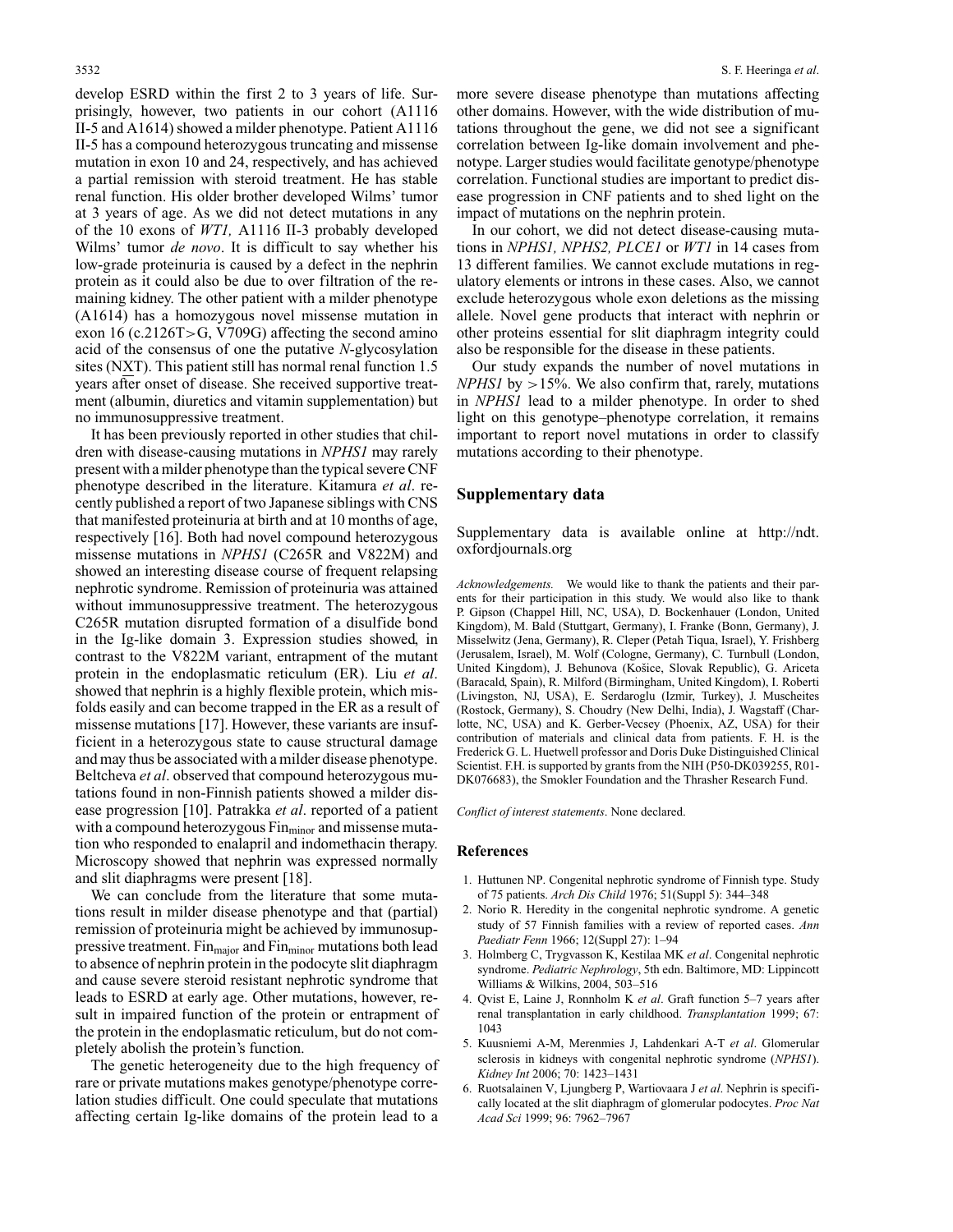develop ESRD within the first 2 to 3 years of life. Surprisingly, however, two patients in our cohort (A1116 II-5 and A1614) showed a milder phenotype. Patient A1116 II-5 has a compound heterozygous truncating and missense mutation in exon 10 and 24, respectively, and has achieved a partial remission with steroid treatment. He has stable renal function. His older brother developed Wilms' tumor at 3 years of age. As we did not detect mutations in any of the 10 exons of *WT1,* A1116 II-3 probably developed Wilms' tumor *de novo*. It is difficult to say whether his low-grade proteinuria is caused by a defect in the nephrin protein as it could also be due to over filtration of the remaining kidney. The other patient with a milder phenotype (A1614) has a homozygous novel missense mutation in exon 16 (c.2126T>G, V709G) affecting the second amino acid of the consensus of one the putative *N*-glycosylation sites (N$\overline{X}$T). This patient still has normal renal function 1.5 years after onset of disease. She received supportive treatment (albumin, diuretics and vitamin supplementation) but no immunosuppressive treatment.

It has been previously reported in other studies that children with disease-causing mutations in *NPHS1* may rarely present with a milder phenotype than the typical severe CNF phenotype described in the literature. Kitamura *et al*. recently published a report of two Japanese siblings with CNS that manifested proteinuria at birth and at 10 months of age, respectively [16]. Both had novel compound heterozygous missense mutations in *NPHS1* (C265R and V822M) and showed an interesting disease course of frequent relapsing nephrotic syndrome. Remission of proteinuria was attained without immunosuppressive treatment. The heterozygous C265R mutation disrupted formation of a disulfide bond in the Ig-like domain 3. Expression studies showed, in contrast to the V822M variant, entrapment of the mutant protein in the endoplasmatic reticulum (ER). Liu *et al*. showed that nephrin is a highly flexible protein, which misfolds easily and can become trapped in the ER as a result of missense mutations [17]. However, these variants are insufficient in a heterozygous state to cause structural damage and may thus be associated with a milder disease phenotype. Beltcheva *et al*. observed that compound heterozygous mutations found in non-Finnish patients showed a milder disease progression [10]. Patrakka *et al*. reported of a patient with a compound heterozygous $\text{Fin}_{\text{minor}}$ and missense mutation who responded to enalapril and indomethacin therapy. Microscopy showed that nephrin was expressed normally and slit diaphragms were present [18].

We can conclude from the literature that some mutations result in milder disease phenotype and that (partial) remission of proteinuria might be achieved by immunosuppressive treatment. $\text{Fin}_{\text{major}}$ and $\text{Fin}_{\text{minor}}$ mutations both lead to absence of nephrin protein in the podocyte slit diaphragm and cause severe steroid resistant nephrotic syndrome that leads to ESRD at early age. Other mutations, however, result in impaired function of the protein or entrapment of the protein in the endoplasmatic reticulum, but do not completely abolish the protein's function.

The genetic heterogeneity due to the high frequency of rare or private mutations makes genotype/phenotype correlation studies difficult. One could speculate that mutations affecting certain Ig-like domains of the protein lead to a more severe disease phenotype than mutations affecting other domains. However, with the wide distribution of mutations throughout the gene, we did not see a significant correlation between Ig-like domain involvement and phenotype. Larger studies would facilitate genotype/phenotype correlation. Functional studies are important to predict disease progression in CNF patients and to shed light on the impact of mutations on the nephrin protein.

In our cohort, we did not detect disease-causing mutations in *NPHS1, NPHS2, PLCE1* or *WT1* in 14 cases from 13 different families. We cannot exclude mutations in regulatory elements or introns in these cases. Also, we cannot exclude heterozygous whole exon deletions as the missing allele. Novel gene products that interact with nephrin or other proteins essential for slit diaphragm integrity could also be responsible for the disease in these patients.

Our study expands the number of novel mutations in *NPHS1* by >15%. We also confirm that, rarely, mutations in *NPHS1* lead to a milder phenotype. In order to shed light on this genotype–phenotype correlation, it remains important to report novel mutations in order to classify mutations according to their phenotype.

## Supplementary data

Supplementary data is available online at http://ndt.oxfordjournals.org

*Acknowledgements.* We would like to thank the patients and their parents for their participation in this study. We would also like to thank P. Gipson (Chappel Hill, NC, USA), D. Bockenhauer (London, United Kingdom), M. Bald (Stuttgart, Germany), I. Franke (Bonn, Germany), J. Misselwitz (Jena, Germany), R. Cleper (Petah Tiqua, Israel), Y. Frishberg (Jerusalem, Israel), M. Wolf (Cologne, Germany), C. Turnbull (London, United Kingdom), J. Behunova (Košice, Slovak Republic), G. Ariceta (Baracald, Spain), R. Milford (Birmingham, United Kingdom), I. Roberti (Livingston, NJ, USA), E. Serdaroglu (Izmir, Turkey), J. Muscheites (Rostock, Germany), S. Choudry (New Delhi, India), J. Wagstaff (Charlotte, NC, USA) and K. Gerber-Vecsey (Phoenix, AZ, USA) for their contribution of materials and clinical data from patients. F. H. is the Frederick G. L. Huetwell professor and Doris Duke Distinguished Clinical Scientist. F.H. is supported by grants from the NIH (P50-DK039255, R01-DK076683), the Smokler Foundation and the Thrasher Research Fund.

*Conflict of interest statements*. None declared.

## References

1. Huttunen NP. Congenital nephrotic syndrome of Finnish type. Study of 75 patients. *Arch Dis Child* 1976; 51(Suppl 5): 344–348
2. Norio R. Heredity in the congenital nephrotic syndrome. A genetic study of 57 Finnish families with a review of reported cases. *Ann Paediatr Fenn* 1966; 12(Suppl 27): 1–94
3. Holmberg C, Trygvasson K, Kestilaa MK *et al*. Congenital nephrotic syndrome. *Pediatric Nephrology*, 5th edn. Baltimore, MD: Lippincott Williams & Wilkins, 2004, 503–516
4. Qvist E, Laine J, Ronnholm K *et al*. Graft function 5–7 years after renal transplantation in early childhood. *Transplantation* 1999; 67: 1043
5. Kuusniemi A-M, Merenmies J, Lahdenkari A-T *et al*. Glomerular sclerosis in kidneys with congenital nephrotic syndrome (*NPHS1*). *Kidney Int* 2006; 70: 1423–1431
6. Ruotsalainen V, Ljungberg P, Wartiovaara J *et al*. Nephrin is specifically located at the slit diaphragm of glomerular podocytes. *Proc Nat Acad Sci* 1999; 96: 7962–7967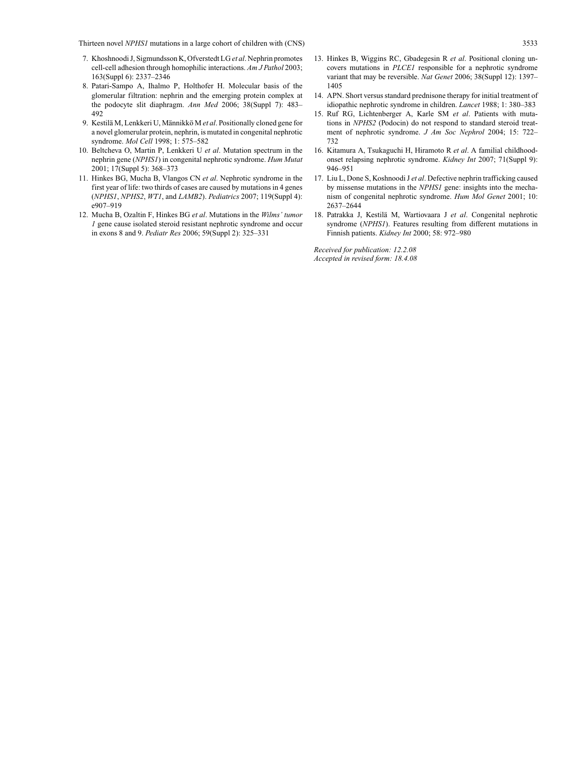7. Khoshnoodi J, Sigmundsson K, Ofverstedt LG *et al*. Nephrin promotes cell-cell adhesion through homophilic interactions. *Am J Pathol* 2003; 163(Suppl 6): 2337–2346
8. Patari-Sampo A, Ihalmo P, Holthofer H. Molecular basis of the glomerular filtration: nephrin and the emerging protein complex at the podocyte slit diaphragm. *Ann Med* 2006; 38(Suppl 7): 483–492
9. Kestilä M, Lenkkeri U, Männikkö M *et al*. Positionally cloned gene for a novel glomerular protein, nephrin, is mutated in congenital nephrotic syndrome. *Mol Cell* 1998; 1: 575–582
10. Beltcheva O, Martin P, Lenkkeri U *et al*. Mutation spectrum in the nephrin gene (*NPHS1*) in congenital nephrotic syndrome. *Hum Mutat* 2001; 17(Suppl 5): 368–373
11. Hinkes BG, Mucha B, Vlangos CN *et al*. Nephrotic syndrome in the first year of life: two thirds of cases are caused by mutations in 4 genes (*NPHS1*, *NPHS2*, *WT1*, and *LAMB2*). *Pediatrics* 2007; 119(Suppl 4): e907–919
12. Mucha B, Ozaltin F, Hinkes BG *et al*. Mutations in the *Wilms' tumor 1* gene cause isolated steroid resistant nephrotic syndrome and occur in exons 8 and 9. *Pediatr Res* 2006; 59(Suppl 2): 325–331
13. Hinkes B, Wiggins RC, Gbadegesin R *et al*. Positional cloning uncovers mutations in *PLCE1* responsible for a nephrotic syndrome variant that may be reversible. *Nat Genet* 2006; 38(Suppl 12): 1397–1405
14. APN. Short versus standard prednisone therapy for initial treatment of idiopathic nephrotic syndrome in children. *Lancet* 1988; 1: 380–383
15. Ruf RG, Lichtenberger A, Karle SM *et al*. Patients with mutations in *NPHS2* (Podocin) do not respond to standard steroid treatment of nephrotic syndrome. *J Am Soc Nephrol* 2004; 15: 722–732
16. Kitamura A, Tsukaguchi H, Hiramoto R *et al*. A familial childhood-onset relapsing nephrotic syndrome. *Kidney Int* 2007; 71(Suppl 9): 946–951
17. Liu L, Done S, Koshnoodi J *et al*. Defective nephrin trafficking caused by missense mutations in the *NPHS1* gene: insights into the mechanism of congenital nephrotic syndrome. *Hum Mol Genet* 2001; 10: 2637–2644
18. Patrakka J, Kestilä M, Wartiovaara J *et al*. Congenital nephrotic syndrome (*NPHS1*). Features resulting from different mutations in Finnish patients. *Kidney Int* 2000; 58: 972–980

*Received for publication: 12.2.08*
*Accepted in revised form: 18.4.08*